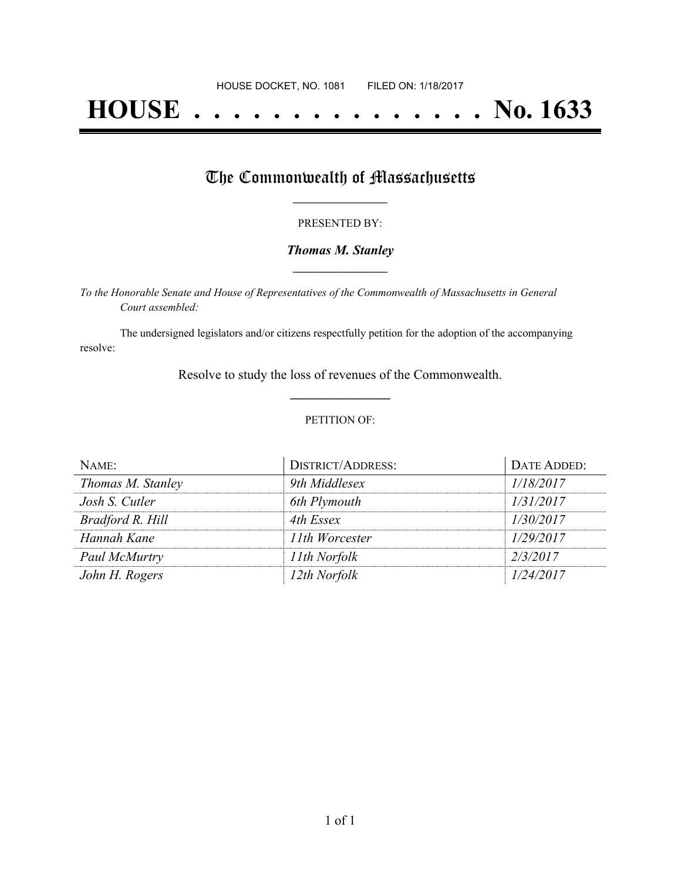HOUSE DOCKET, NO. 1081 FILED ON: 1/18/2017

# HOUSE . . . . . . . . . . . . . . . No. 1633

## The Commonwealth of Massachusetts

PRESENTED BY:

***Thomas M. Stanley***

*To the Honorable Senate and House of Representatives of the Commonwealth of Massachusetts in General Court assembled:*

The undersigned legislators and/or citizens respectfully petition for the adoption of the accompanying resolve:

Resolve to study the loss of revenues of the Commonwealth.

PETITION OF:

| NAME: | DISTRICT/ADDRESS: | DATE ADDED: |
|---|---|---|
| *Thomas M. Stanley* | *9th Middlesex* | *1/18/2017* |
| *Josh S. Cutler* | *6th Plymouth* | *1/31/2017* |
| *Bradford R. Hill* | *4th Essex* | *1/30/2017* |
| *Hannah Kane* | *11th Worcester* | *1/29/2017* |
| *Paul McMurtry* | *11th Norfolk* | *2/3/2017* |
| *John H. Rogers* | *12th Norfolk* | *1/24/2017* |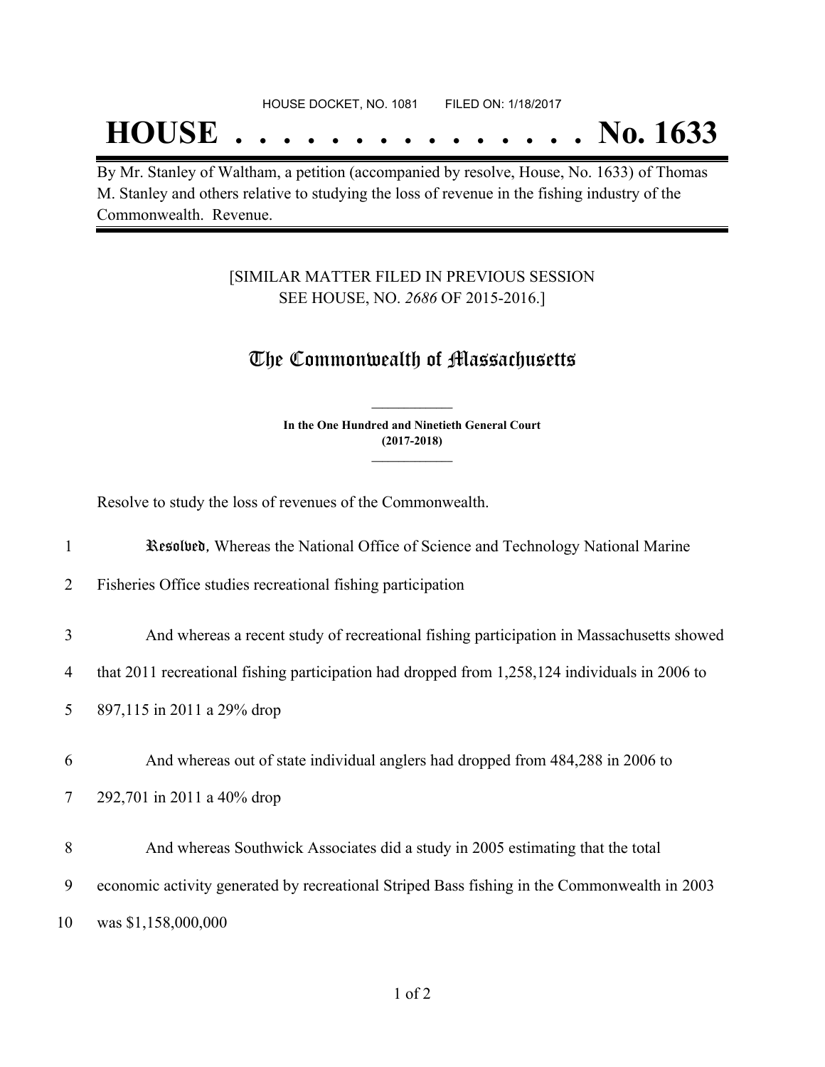HOUSE DOCKET, NO. 1081 FILED ON: 1/18/2017

# HOUSE . . . . . . . . . . . . . . . No. 1633

By Mr. Stanley of Waltham, a petition (accompanied by resolve, House, No. 1633) of Thomas M. Stanley and others relative to studying the loss of revenue in the fishing industry of the Commonwealth. Revenue.

[SIMILAR MATTER FILED IN PREVIOUS SESSION
SEE HOUSE, NO. *2686* OF 2015-2016.]

## The Commonwealth of Massachusetts

**In the One Hundred and Ninetieth General Court**
**(2017-2018)**

Resolve to study the loss of revenues of the Commonwealth.

1 **Resolved**, Whereas the National Office of Science and Technology National Marine
2 Fisheries Office studies recreational fishing participation

3 And whereas a recent study of recreational fishing participation in Massachusetts showed
4 that 2011 recreational fishing participation had dropped from 1,258,124 individuals in 2006 to
5 897,115 in 2011 a 29% drop

6 And whereas out of state individual anglers had dropped from 484,288 in 2006 to
7 292,701 in 2011 a 40% drop

8 And whereas Southwick Associates did a study in 2005 estimating that the total
9 economic activity generated by recreational Striped Bass fishing in the Commonwealth in 2003
10 was $1,158,000,000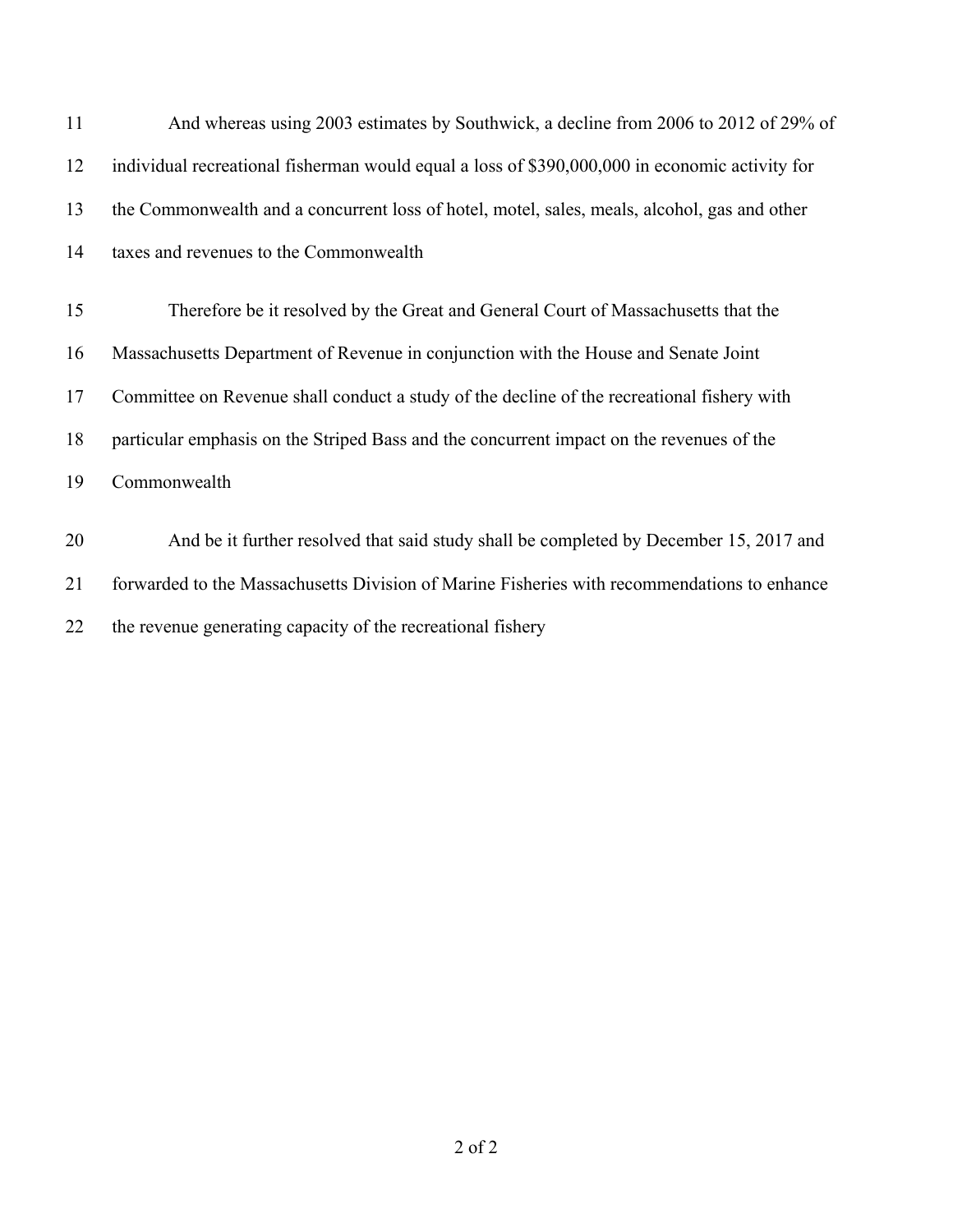And whereas using 2003 estimates by Southwick, a decline from 2006 to 2012 of 29% of individual recreational fisherman would equal a loss of $390,000,000 in economic activity for the Commonwealth and a concurrent loss of hotel, motel, sales, meals, alcohol, gas and other taxes and revenues to the Commonwealth

Therefore be it resolved by the Great and General Court of Massachusetts that the Massachusetts Department of Revenue in conjunction with the House and Senate Joint Committee on Revenue shall conduct a study of the decline of the recreational fishery with particular emphasis on the Striped Bass and the concurrent impact on the revenues of the Commonwealth

And be it further resolved that said study shall be completed by December 15, 2017 and forwarded to the Massachusetts Division of Marine Fisheries with recommendations to enhance the revenue generating capacity of the recreational fishery